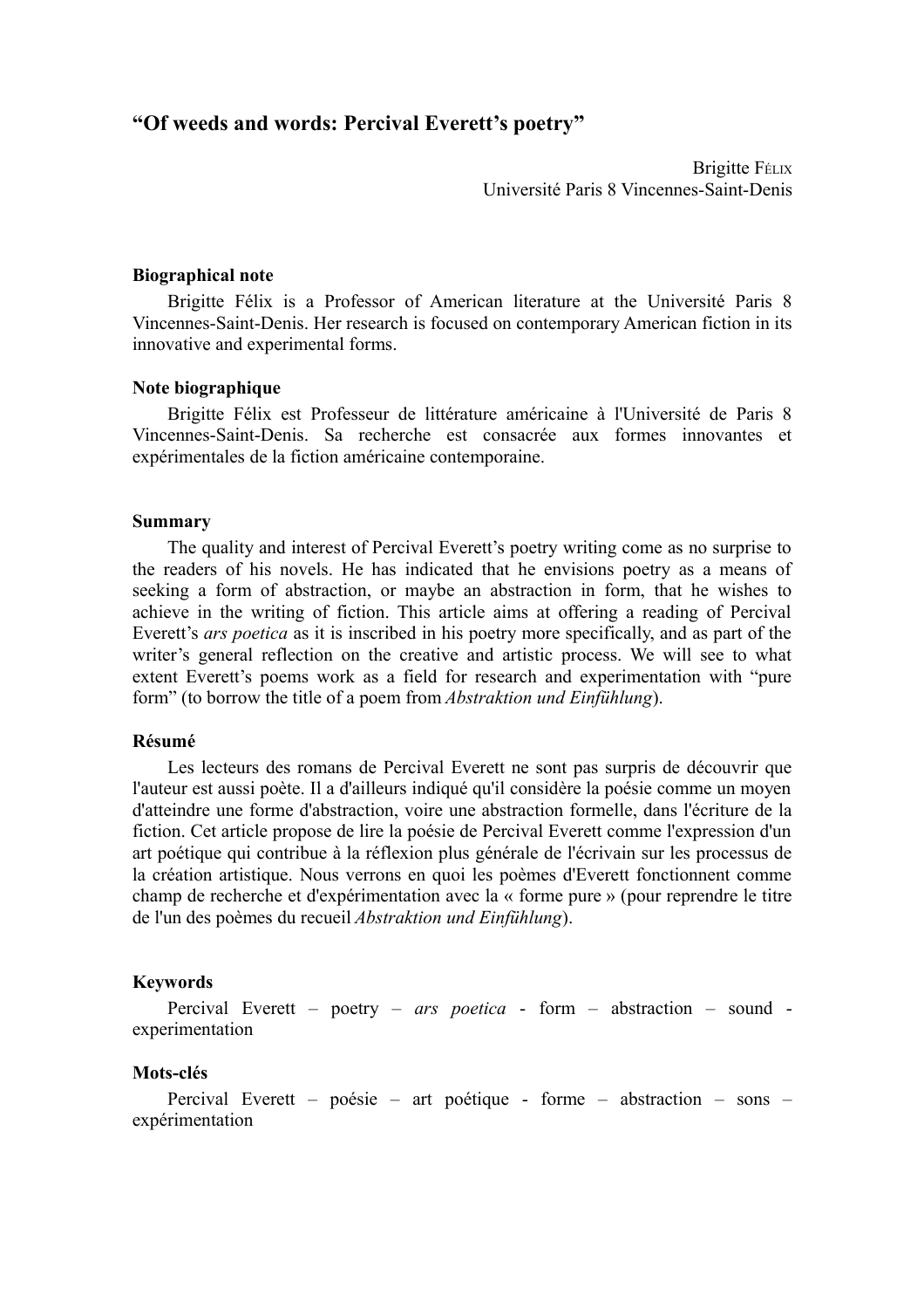# "Of weeds and words: Percival Everett's poetry"

Brigitte Félix
Université Paris 8 Vincennes-Saint-Denis

### Biographical note

Brigitte Félix is a Professor of American literature at the Université Paris 8 Vincennes-Saint-Denis. Her research is focused on contemporary American fiction in its innovative and experimental forms.

### Note biographique

Brigitte Félix est Professeur de littérature américaine à l'Université de Paris 8 Vincennes-Saint-Denis. Sa recherche est consacrée aux formes innovantes et expérimentales de la fiction américaine contemporaine.

### Summary

The quality and interest of Percival Everett's poetry writing come as no surprise to the readers of his novels. He has indicated that he envisions poetry as a means of seeking a form of abstraction, or maybe an abstraction in form, that he wishes to achieve in the writing of fiction. This article aims at offering a reading of Percival Everett's *ars poetica* as it is inscribed in his poetry more specifically, and as part of the writer's general reflection on the creative and artistic process. We will see to what extent Everett's poems work as a field for research and experimentation with "pure form" (to borrow the title of a poem from *Abstraktion und Einfühlung*).

### Résumé

Les lecteurs des romans de Percival Everett ne sont pas surpris de découvrir que l'auteur est aussi poète. Il a d'ailleurs indiqué qu'il considère la poésie comme un moyen d'atteindre une forme d'abstraction, voire une abstraction formelle, dans l'écriture de la fiction. Cet article propose de lire la poésie de Percival Everett comme l'expression d'un art poétique qui contribue à la réflexion plus générale de l'écrivain sur les processus de la création artistique. Nous verrons en quoi les poèmes d'Everett fonctionnent comme champ de recherche et d'expérimentation avec la « forme pure » (pour reprendre le titre de l'un des poèmes du recueil *Abstraktion und Einfühlung*).

### Keywords

Percival Everett – poetry – *ars poetica* - form – abstraction – sound - experimentation

### Mots-clés

Percival Everett – poésie – art poétique - forme – abstraction – sons – expérimentation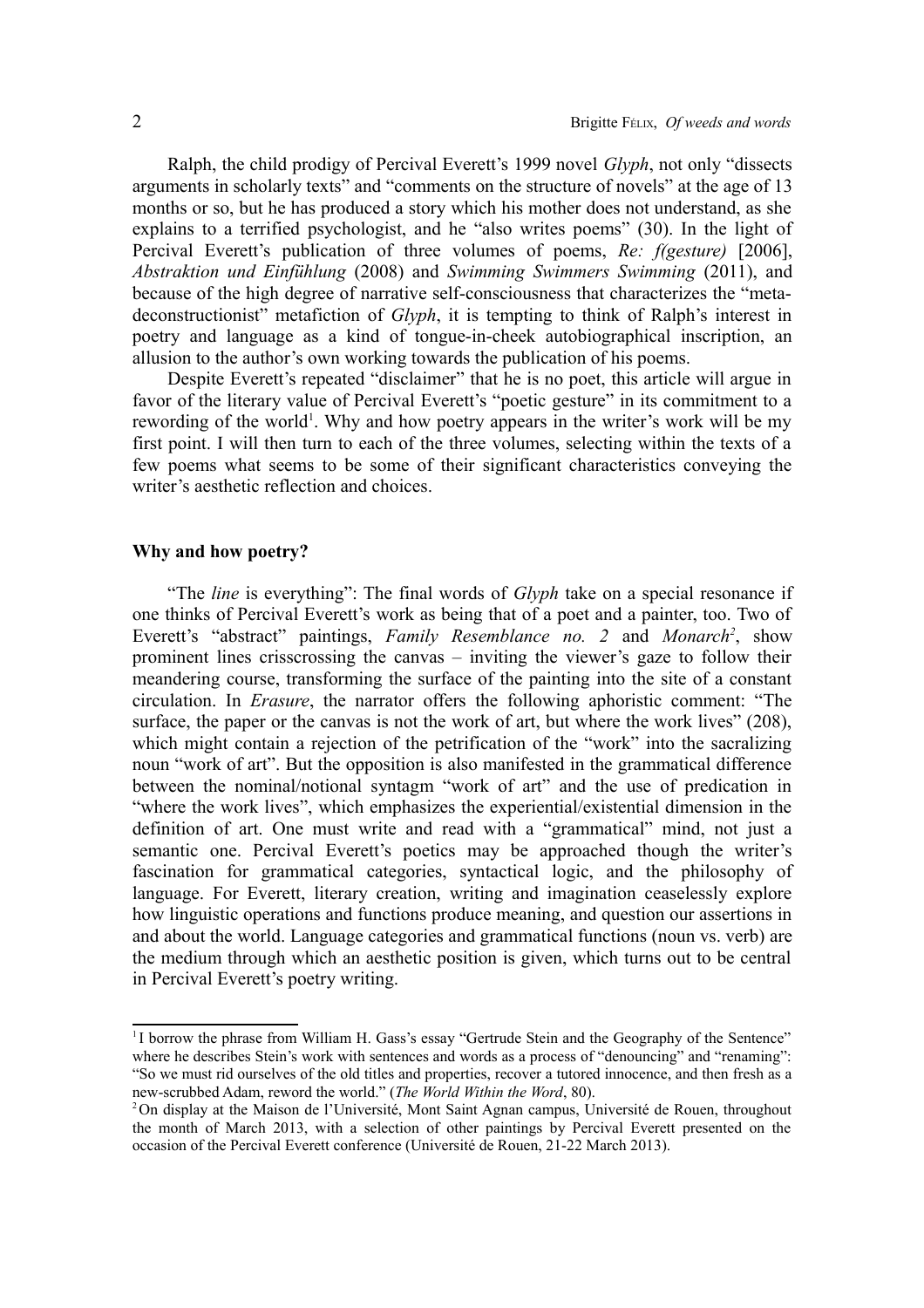Ralph, the child prodigy of Percival Everett's 1999 novel *Glyph*, not only "dissects arguments in scholarly texts" and "comments on the structure of novels" at the age of 13 months or so, but he has produced a story which his mother does not understand, as she explains to a terrified psychologist, and he "also writes poems" (30). In the light of Percival Everett's publication of three volumes of poems, *Re: f(gesture)* [2006], *Abstraktion und Einfühlung* (2008) and *Swimming Swimmers Swimming* (2011), and because of the high degree of narrative self-consciousness that characterizes the "meta-deconstructionist" metafiction of *Glyph*, it is tempting to think of Ralph's interest in poetry and language as a kind of tongue-in-cheek autobiographical inscription, an allusion to the author's own working towards the publication of his poems.

Despite Everett's repeated "disclaimer" that he is no poet, this article will argue in favor of the literary value of Percival Everett's "poetic gesture" in its commitment to a rewording of the world[1]. Why and how poetry appears in the writer's work will be my first point. I will then turn to each of the three volumes, selecting within the texts of a few poems what seems to be some of their significant characteristics conveying the writer's aesthetic reflection and choices.

## Why and how poetry?

"The *line* is everything": The final words of *Glyph* take on a special resonance if one thinks of Percival Everett's work as being that of a poet and a painter, too. Two of Everett's "abstract" paintings, *Family Resemblance no. 2* and *Monarch*[2], show prominent lines crisscrossing the canvas – inviting the viewer's gaze to follow their meandering course, transforming the surface of the painting into the site of a constant circulation. In *Erasure*, the narrator offers the following aphoristic comment: "The surface, the paper or the canvas is not the work of art, but where the work lives" (208), which might contain a rejection of the petrification of the "work" into the sacralizing noun "work of art". But the opposition is also manifested in the grammatical difference between the nominal/notional syntagm "work of art" and the use of predication in "where the work lives", which emphasizes the experiential/existential dimension in the definition of art. One must write and read with a "grammatical" mind, not just a semantic one. Percival Everett's poetics may be approached though the writer's fascination for grammatical categories, syntactical logic, and the philosophy of language. For Everett, literary creation, writing and imagination ceaselessly explore how linguistic operations and functions produce meaning, and question our assertions in and about the world. Language categories and grammatical functions (noun vs. verb) are the medium through which an aesthetic position is given, which turns out to be central in Percival Everett's poetry writing.

---

[1] I borrow the phrase from William H. Gass's essay "Gertrude Stein and the Geography of the Sentence" where he describes Stein's work with sentences and words as a process of "denouncing" and "renaming": "So we must rid ourselves of the old titles and properties, recover a tutored innocence, and then fresh as a new-scrubbed Adam, reword the world." (*The World Within the Word*, 80).

[2] On display at the Maison de l'Université, Mont Saint Agnan campus, Université de Rouen, throughout the month of March 2013, with a selection of other paintings by Percival Everett presented on the occasion of the Percival Everett conference (Université de Rouen, 21-22 March 2013).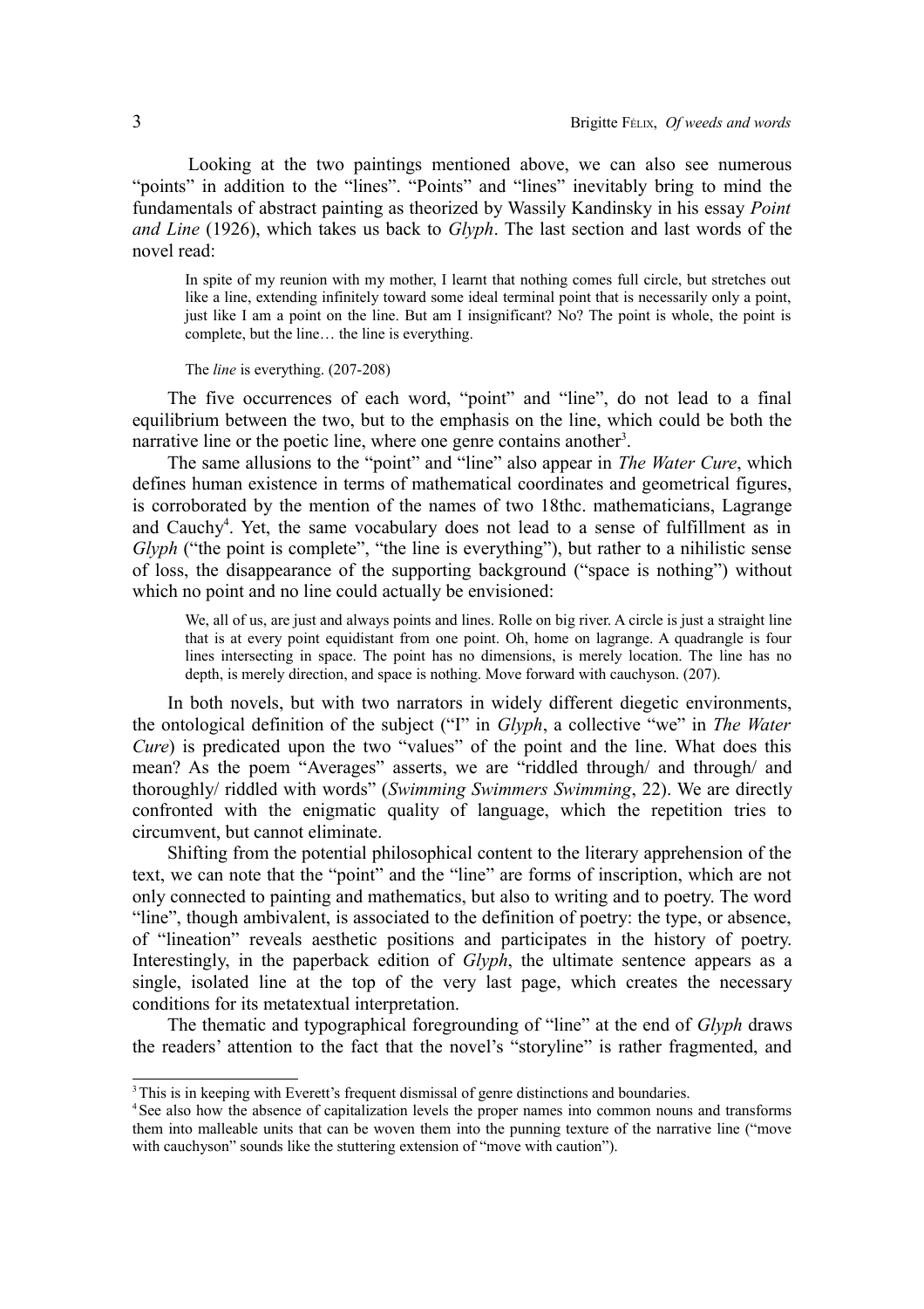Looking at the two paintings mentioned above, we can also see numerous "points" in addition to the "lines". "Points" and "lines" inevitably bring to mind the fundamentals of abstract painting as theorized by Wassily Kandinsky in his essay *Point and Line* (1926), which takes us back to *Glyph*. The last section and last words of the novel read:

> In spite of my reunion with my mother, I learnt that nothing comes full circle, but stretches out like a line, extending infinitely toward some ideal terminal point that is necessarily only a point, just like I am a point on the line. But am I insignificant? No? The point is whole, the point is complete, but the line… the line is everything.
>
> The *line* is everything. (207-208)

The five occurrences of each word, "point" and "line", do not lead to a final equilibrium between the two, but to the emphasis on the line, which could be both the narrative line or the poetic line, where one genre contains another[3].

The same allusions to the "point" and "line" also appear in *The Water Cure*, which defines human existence in terms of mathematical coordinates and geometrical figures, is corroborated by the mention of the names of two 18thc. mathematicians, Lagrange and Cauchy[4]. Yet, the same vocabulary does not lead to a sense of fulfillment as in *Glyph* ("the point is complete", "the line is everything"), but rather to a nihilistic sense of loss, the disappearance of the supporting background ("space is nothing") without which no point and no line could actually be envisioned:

> We, all of us, are just and always points and lines. Rolle on big river. A circle is just a straight line that is at every point equidistant from one point. Oh, home on lagrange. A quadrangle is four lines intersecting in space. The point has no dimensions, is merely location. The line has no depth, is merely direction, and space is nothing. Move forward with cauchyson. (207).

In both novels, but with two narrators in widely different diegetic environments, the ontological definition of the subject ("I" in *Glyph*, a collective "we" in *The Water Cure*) is predicated upon the two "values" of the point and the line. What does this mean? As the poem "Averages" asserts, we are "riddled through/ and through/ and thoroughly/ riddled with words" (*Swimming Swimmers Swimming*, 22). We are directly confronted with the enigmatic quality of language, which the repetition tries to circumvent, but cannot eliminate.

Shifting from the potential philosophical content to the literary apprehension of the text, we can note that the "point" and the "line" are forms of inscription, which are not only connected to painting and mathematics, but also to writing and to poetry. The word "line", though ambivalent, is associated to the definition of poetry: the type, or absence, of "lineation" reveals aesthetic positions and participates in the history of poetry. Interestingly, in the paperback edition of *Glyph*, the ultimate sentence appears as a single, isolated line at the top of the very last page, which creates the necessary conditions for its metatextual interpretation.

The thematic and typographical foregrounding of "line" at the end of *Glyph* draws the readers' attention to the fact that the novel's "storyline" is rather fragmented, and

---

[3] This is in keeping with Everett's frequent dismissal of genre distinctions and boundaries.

[4] See also how the absence of capitalization levels the proper names into common nouns and transforms them into malleable units that can be woven them into the punning texture of the narrative line ("move with cauchyson" sounds like the stuttering extension of "move with caution").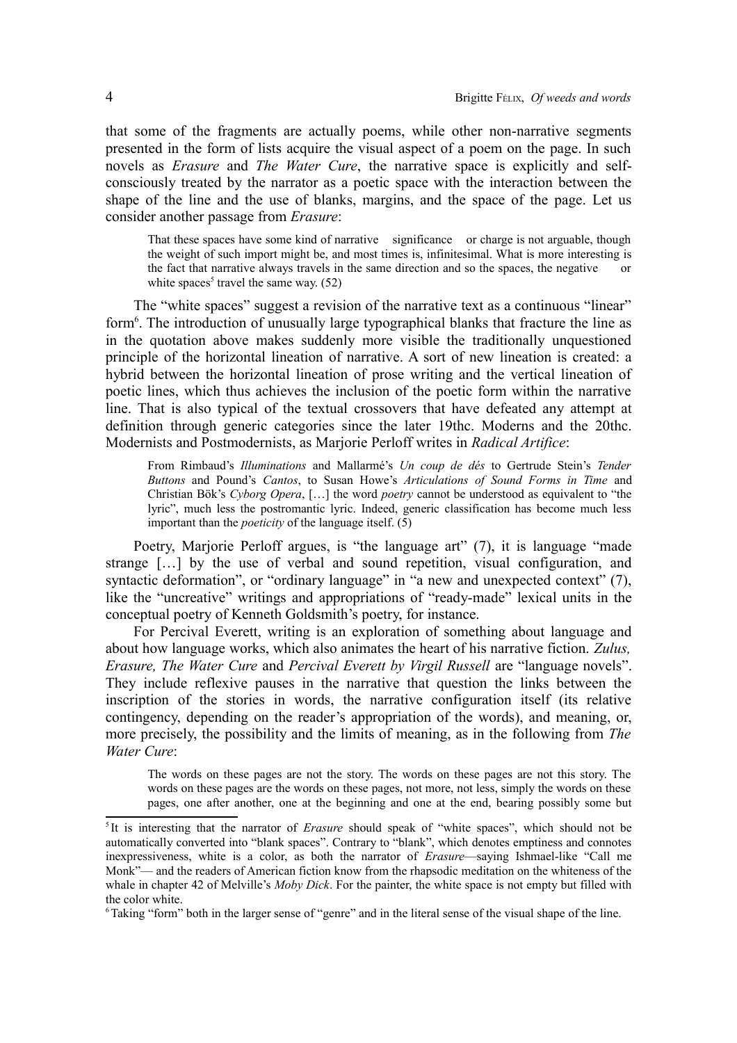that some of the fragments are actually poems, while other non-narrative segments presented in the form of lists acquire the visual aspect of a poem on the page. In such novels as *Erasure* and *The Water Cure*, the narrative space is explicitly and self-consciously treated by the narrator as a poetic space with the interaction between the shape of the line and the use of blanks, margins, and the space of the page. Let us consider another passage from *Erasure*:

> That these spaces have some kind of narrative    significance    or charge is not arguable, though the weight of such import might be, and most times is, infinitesimal. What is more interesting is the fact that narrative always travels in the same direction and so the spaces, the negative      or white spaces[5] travel the same way. (52)

The "white spaces" suggest a revision of the narrative text as a continuous "linear" form[6]. The introduction of unusually large typographical blanks that fracture the line as in the quotation above makes suddenly more visible the traditionally unquestioned principle of the horizontal lineation of narrative. A sort of new lineation is created: a hybrid between the horizontal lineation of prose writing and the vertical lineation of poetic lines, which thus achieves the inclusion of the poetic form within the narrative line. That is also typical of the textual crossovers that have defeated any attempt at definition through generic categories since the later 19thc. Moderns and the 20thc. Modernists and Postmodernists, as Marjorie Perloff writes in *Radical Artifice*:

> From Rimbaud's *Illuminations* and Mallarmé's *Un coup de dés* to Gertrude Stein's *Tender Buttons* and Pound's *Cantos*, to Susan Howe's *Articulations of Sound Forms in Time* and Christian Bök's *Cyborg Opera*, […] the word *poetry* cannot be understood as equivalent to "the lyric", much less the postromantic lyric. Indeed, generic classification has become much less important than the *poeticity* of the language itself. (5)

Poetry, Marjorie Perloff argues, is "the language art" (7), it is language "made strange […] by the use of verbal and sound repetition, visual configuration, and syntactic deformation", or "ordinary language" in "a new and unexpected context" (7), like the "uncreative" writings and appropriations of "ready-made" lexical units in the conceptual poetry of Kenneth Goldsmith's poetry, for instance.

For Percival Everett, writing is an exploration of something about language and about how language works, which also animates the heart of his narrative fiction. *Zulus, Erasure, The Water Cure* and *Percival Everett by Virgil Russell* are "language novels". They include reflexive pauses in the narrative that question the links between the inscription of the stories in words, the narrative configuration itself (its relative contingency, depending on the reader's appropriation of the words), and meaning, or, more precisely, the possibility and the limits of meaning, as in the following from *The Water Cure*:

> The words on these pages are not the story. The words on these pages are not this story. The words on these pages are the words on these pages, not more, not less, simply the words on these pages, one after another, one at the beginning and one at the end, bearing possibly some but

---

[5] It is interesting that the narrator of *Erasure* should speak of "white spaces", which should not be automatically converted into "blank spaces". Contrary to "blank", which denotes emptiness and connotes inexpressiveness, white is a color, as both the narrator of *Erasure*—saying Ishmael-like "Call me Monk"— and the readers of American fiction know from the rhapsodic meditation on the whiteness of the whale in chapter 42 of Melville's *Moby Dick*. For the painter, the white space is not empty but filled with the color white.

[6] Taking "form" both in the larger sense of "genre" and in the literal sense of the visual shape of the line.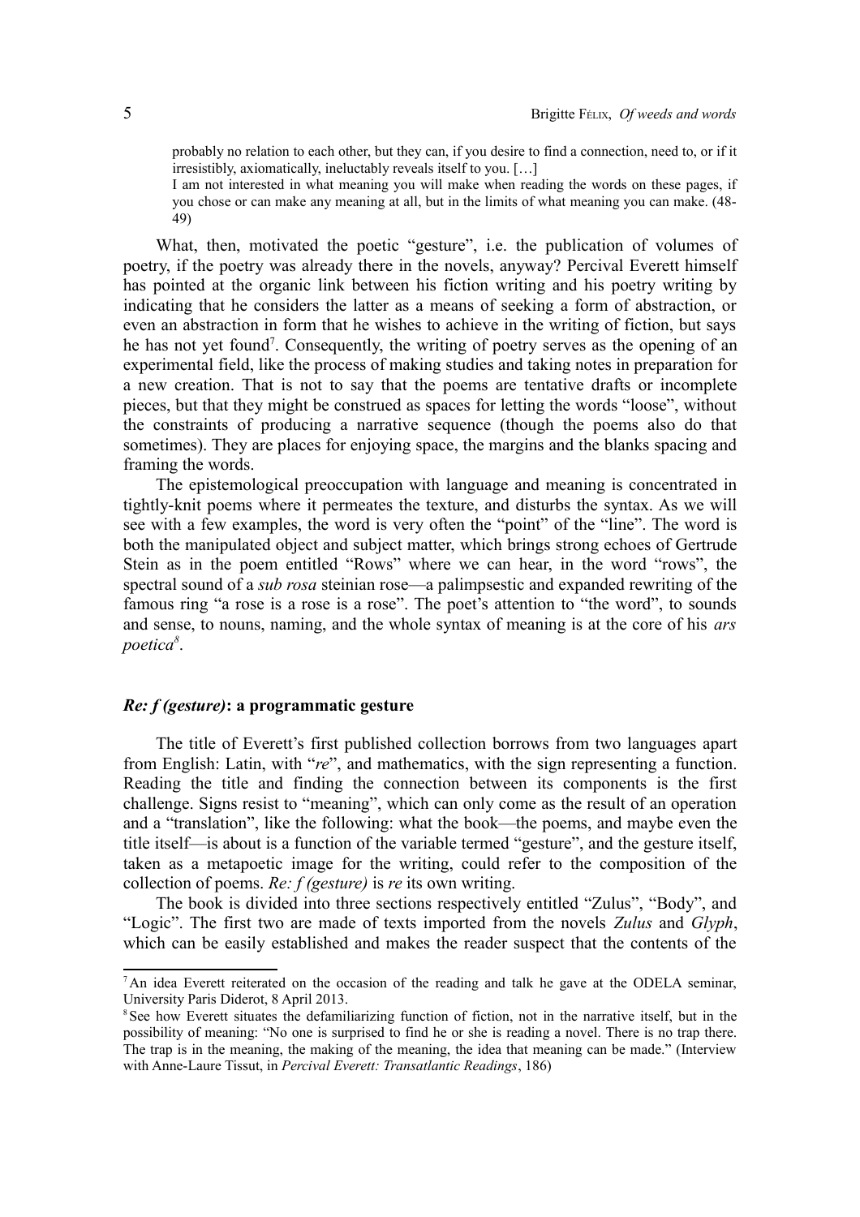> probably no relation to each other, but they can, if you desire to find a connection, need to, or if it irresistibly, axiomatically, ineluctably reveals itself to you. […]
>
> I am not interested in what meaning you will make when reading the words on these pages, if you chose or can make any meaning at all, but in the limits of what meaning you can make. (48-49)

What, then, motivated the poetic "gesture", i.e. the publication of volumes of poetry, if the poetry was already there in the novels, anyway? Percival Everett himself has pointed at the organic link between his fiction writing and his poetry writing by indicating that he considers the latter as a means of seeking a form of abstraction, or even an abstraction in form that he wishes to achieve in the writing of fiction, but says he has not yet found[7]. Consequently, the writing of poetry serves as the opening of an experimental field, like the process of making studies and taking notes in preparation for a new creation. That is not to say that the poems are tentative drafts or incomplete pieces, but that they might be construed as spaces for letting the words "loose", without the constraints of producing a narrative sequence (though the poems also do that sometimes). They are places for enjoying space, the margins and the blanks spacing and framing the words.

The epistemological preoccupation with language and meaning is concentrated in tightly-knit poems where it permeates the texture, and disturbs the syntax. As we will see with a few examples, the word is very often the "point" of the "line". The word is both the manipulated object and subject matter, which brings strong echoes of Gertrude Stein as in the poem entitled "Rows" where we can hear, in the word "rows", the spectral sound of a *sub rosa* steinian rose—a palimpsestic and expanded rewriting of the famous ring "a rose is a rose is a rose". The poet's attention to "the word", to sounds and sense, to nouns, naming, and the whole syntax of meaning is at the core of his *ars poetica*[8].

## *Re: f (gesture)*: a programmatic gesture

The title of Everett's first published collection borrows from two languages apart from English: Latin, with "*re*", and mathematics, with the sign representing a function. Reading the title and finding the connection between its components is the first challenge. Signs resist to "meaning", which can only come as the result of an operation and a "translation", like the following: what the book—the poems, and maybe even the title itself—is about is a function of the variable termed "gesture", and the gesture itself, taken as a metapoetic image for the writing, could refer to the composition of the collection of poems. *Re: f (gesture)* is *re* its own writing.

The book is divided into three sections respectively entitled "Zulus", "Body", and "Logic". The first two are made of texts imported from the novels *Zulus* and *Glyph*, which can be easily established and makes the reader suspect that the contents of the

---

[7] An idea Everett reiterated on the occasion of the reading and talk he gave at the ODELA seminar, University Paris Diderot, 8 April 2013.

[8] See how Everett situates the defamiliarizing function of fiction, not in the narrative itself, but in the possibility of meaning: "No one is surprised to find he or she is reading a novel. There is no trap there. The trap is in the meaning, the making of the meaning, the idea that meaning can be made." (Interview with Anne-Laure Tissut, in *Percival Everett: Transatlantic Readings*, 186)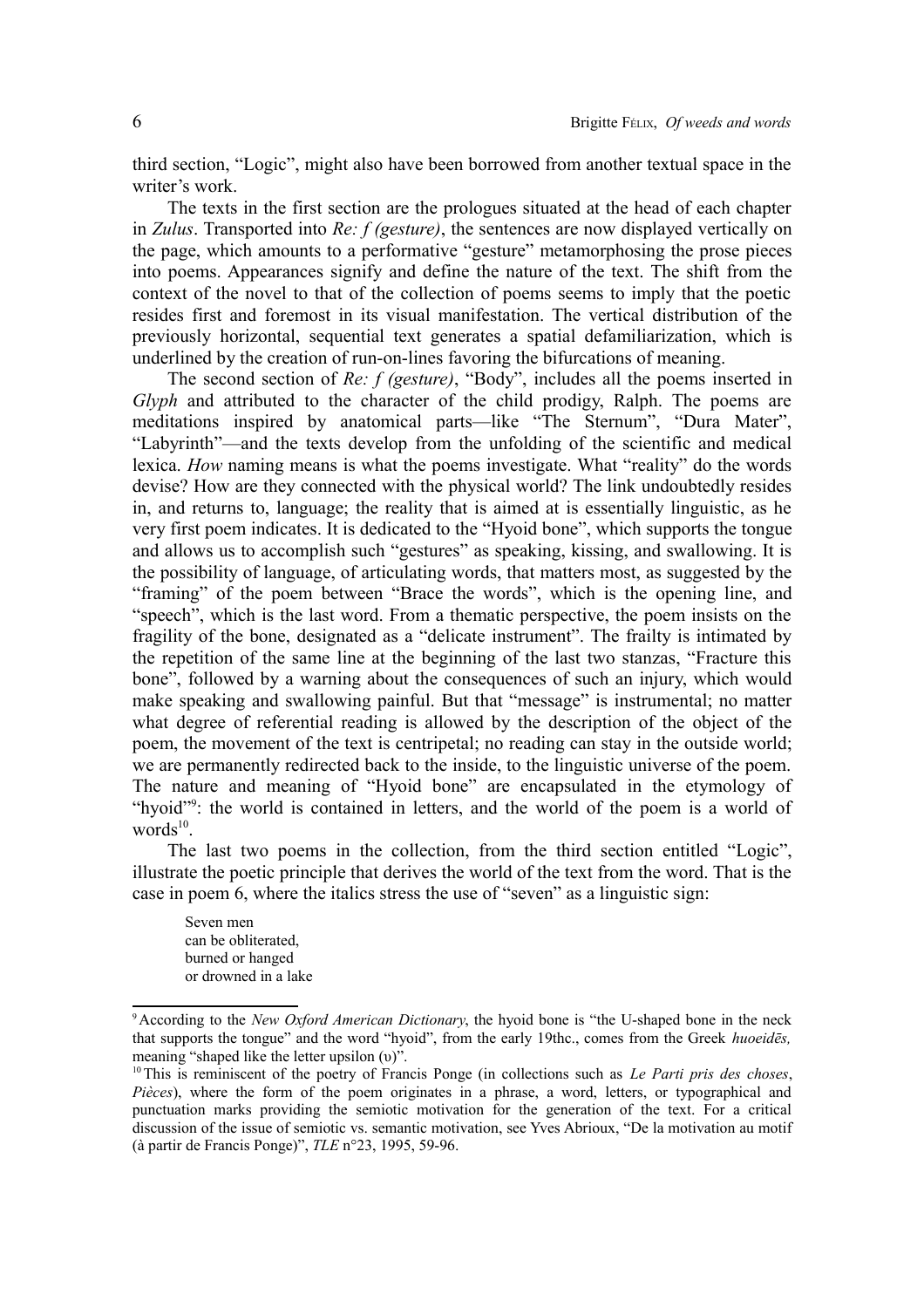third section, "Logic", might also have been borrowed from another textual space in the writer's work.

The texts in the first section are the prologues situated at the head of each chapter in *Zulus*. Transported into *Re: f (gesture)*, the sentences are now displayed vertically on the page, which amounts to a performative "gesture" metamorphosing the prose pieces into poems. Appearances signify and define the nature of the text. The shift from the context of the novel to that of the collection of poems seems to imply that the poetic resides first and foremost in its visual manifestation. The vertical distribution of the previously horizontal, sequential text generates a spatial defamiliarization, which is underlined by the creation of run-on-lines favoring the bifurcations of meaning.

The second section of *Re: f (gesture)*, "Body", includes all the poems inserted in *Glyph* and attributed to the character of the child prodigy, Ralph. The poems are meditations inspired by anatomical parts—like "The Sternum", "Dura Mater", "Labyrinth"—and the texts develop from the unfolding of the scientific and medical lexica. *How* naming means is what the poems investigate. What "reality" do the words devise? How are they connected with the physical world? The link undoubtedly resides in, and returns to, language; the reality that is aimed at is essentially linguistic, as he very first poem indicates. It is dedicated to the "Hyoid bone", which supports the tongue and allows us to accomplish such "gestures" as speaking, kissing, and swallowing. It is the possibility of language, of articulating words, that matters most, as suggested by the "framing" of the poem between "Brace the words", which is the opening line, and "speech", which is the last word. From a thematic perspective, the poem insists on the fragility of the bone, designated as a "delicate instrument". The frailty is intimated by the repetition of the same line at the beginning of the last two stanzas, "Fracture this bone", followed by a warning about the consequences of such an injury, which would make speaking and swallowing painful. But that "message" is instrumental; no matter what degree of referential reading is allowed by the description of the object of the poem, the movement of the text is centripetal; no reading can stay in the outside world; we are permanently redirected back to the inside, to the linguistic universe of the poem. The nature and meaning of "Hyoid bone" are encapsulated in the etymology of "hyoid"[9]: the world is contained in letters, and the world of the poem is a world of words[10].

The last two poems in the collection, from the third section entitled "Logic", illustrate the poetic principle that derives the world of the text from the word. That is the case in poem 6, where the italics stress the use of "seven" as a linguistic sign:

> Seven men
> can be obliterated,
> burned or hanged
> or drowned in a lake

[9] According to the *New Oxford American Dictionary*, the hyoid bone is "the U-shaped bone in the neck that supports the tongue" and the word "hyoid", from the early 19thc., comes from the Greek *huoeidēs,* meaning "shaped like the letter upsilon (υ)".

[10] This is reminiscent of the poetry of Francis Ponge (in collections such as *Le Parti pris des choses*, *Pièces*), where the form of the poem originates in a phrase, a word, letters, or typographical and punctuation marks providing the semiotic motivation for the generation of the text. For a critical discussion of the issue of semiotic vs. semantic motivation, see Yves Abrioux, "De la motivation au motif (à partir de Francis Ponge)", *TLE* n°23, 1995, 59-96.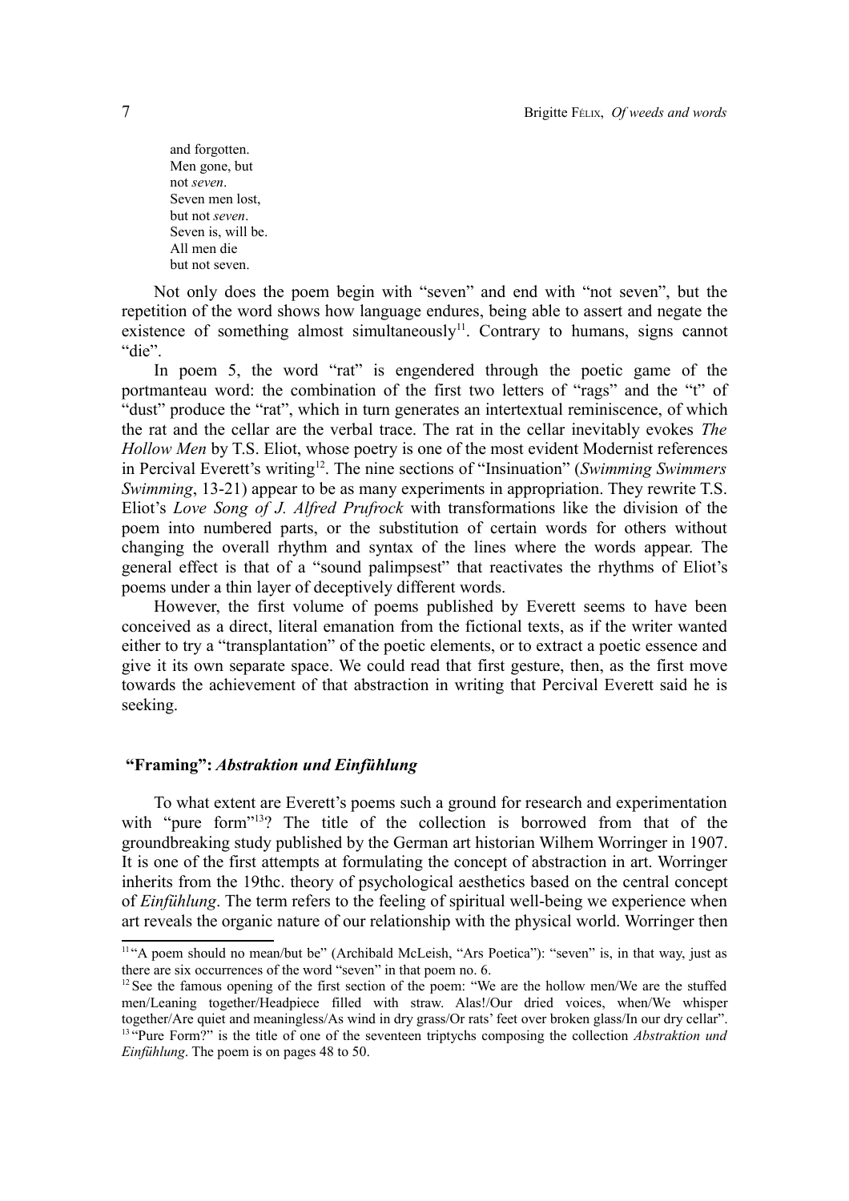and forgotten.  
Men gone, but  
not *seven*.  
Seven men lost,  
but not *seven*.  
Seven is, will be.  
All men die  
but not seven.

Not only does the poem begin with "seven" and end with "not seven", but the repetition of the word shows how language endures, being able to assert and negate the existence of something almost simultaneously[11]. Contrary to humans, signs cannot "die".

In poem 5, the word "rat" is engendered through the poetic game of the portmanteau word: the combination of the first two letters of "rags" and the "t" of "dust" produce the "rat", which in turn generates an intertextual reminiscence, of which the rat and the cellar are the verbal trace. The rat in the cellar inevitably evokes *The Hollow Men* by T.S. Eliot, whose poetry is one of the most evident Modernist references in Percival Everett's writing[12]. The nine sections of "Insinuation" (*Swimming Swimmers Swimming*, 13-21) appear to be as many experiments in appropriation. They rewrite T.S. Eliot's *Love Song of J. Alfred Prufrock* with transformations like the division of the poem into numbered parts, or the substitution of certain words for others without changing the overall rhythm and syntax of the lines where the words appear. The general effect is that of a "sound palimpsest" that reactivates the rhythms of Eliot's poems under a thin layer of deceptively different words.

However, the first volume of poems published by Everett seems to have been conceived as a direct, literal emanation from the fictional texts, as if the writer wanted either to try a "transplantation" of the poetic elements, or to extract a poetic essence and give it its own separate space. We could read that first gesture, then, as the first move towards the achievement of that abstraction in writing that Percival Everett said he is seeking.

## "Framing": *Abstraktion und Einfühlung*

To what extent are Everett's poems such a ground for research and experimentation with "pure form"[13]? The title of the collection is borrowed from that of the groundbreaking study published by the German art historian Wilhem Worringer in 1907. It is one of the first attempts at formulating the concept of abstraction in art. Worringer inherits from the 19thc. theory of psychological aesthetics based on the central concept of *Einfühlung*. The term refers to the feeling of spiritual well-being we experience when art reveals the organic nature of our relationship with the physical world. Worringer then

---

[11] "A poem should no mean/but be" (Archibald McLeish, "Ars Poetica"): "seven" is, in that way, just as there are six occurrences of the word "seven" in that poem no. 6.

[12] See the famous opening of the first section of the poem: "We are the hollow men/We are the stuffed men/Leaning together/Headpiece filled with straw. Alas!/Our dried voices, when/We whisper together/Are quiet and meaningless/As wind in dry grass/Or rats' feet over broken glass/In our dry cellar".

[13] "Pure Form?" is the title of one of the seventeen triptychs composing the collection *Abstraktion und Einfühlung*. The poem is on pages 48 to 50.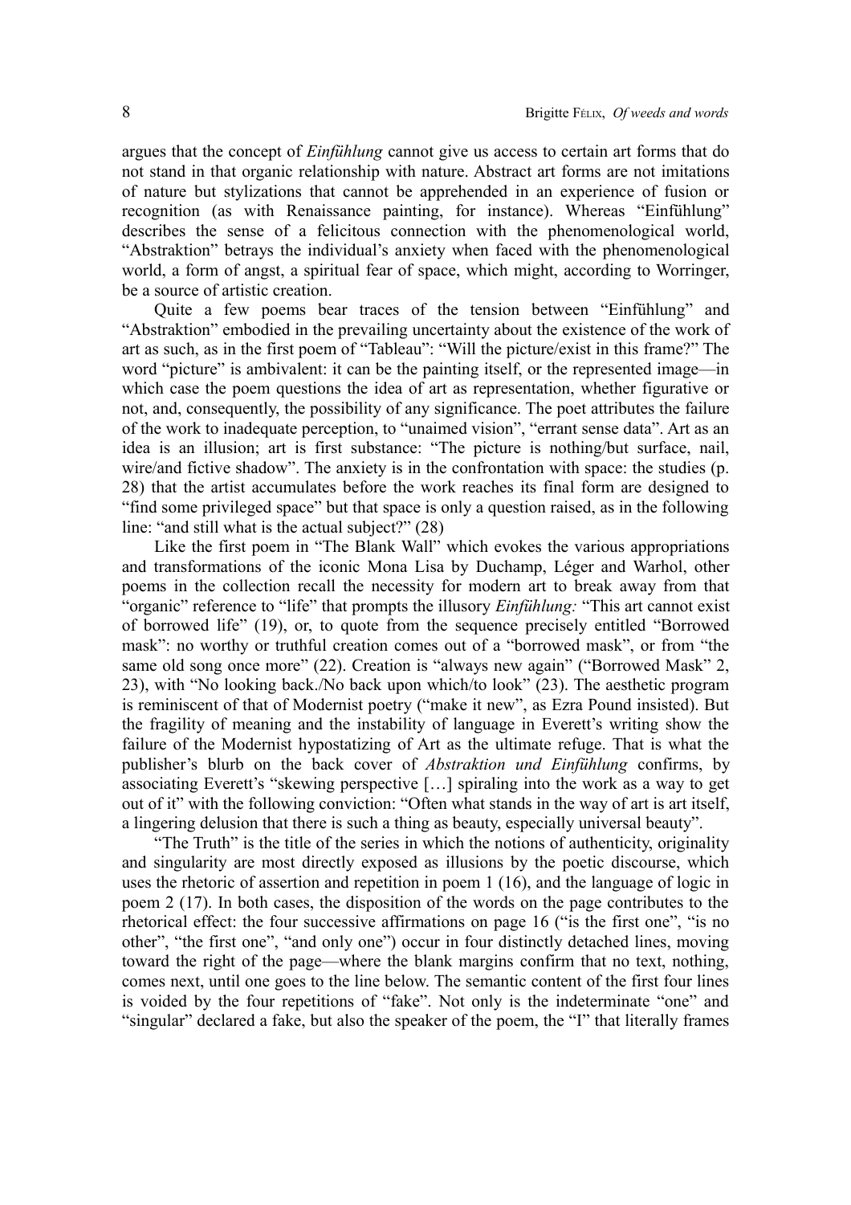argues that the concept of *Einfühlung* cannot give us access to certain art forms that do not stand in that organic relationship with nature. Abstract art forms are not imitations of nature but stylizations that cannot be apprehended in an experience of fusion or recognition (as with Renaissance painting, for instance). Whereas "Einfühlung" describes the sense of a felicitous connection with the phenomenological world, "Abstraktion" betrays the individual's anxiety when faced with the phenomenological world, a form of angst, a spiritual fear of space, which might, according to Worringer, be a source of artistic creation.

Quite a few poems bear traces of the tension between "Einfühlung" and "Abstraktion" embodied in the prevailing uncertainty about the existence of the work of art as such, as in the first poem of "Tableau": "Will the picture/exist in this frame?" The word "picture" is ambivalent: it can be the painting itself, or the represented image—in which case the poem questions the idea of art as representation, whether figurative or not, and, consequently, the possibility of any significance. The poet attributes the failure of the work to inadequate perception, to "unaimed vision", "errant sense data". Art as an idea is an illusion; art is first substance: "The picture is nothing/but surface, nail, wire/and fictive shadow". The anxiety is in the confrontation with space: the studies (p. 28) that the artist accumulates before the work reaches its final form are designed to "find some privileged space" but that space is only a question raised, as in the following line: "and still what is the actual subject?" (28)

Like the first poem in "The Blank Wall" which evokes the various appropriations and transformations of the iconic Mona Lisa by Duchamp, Léger and Warhol, other poems in the collection recall the necessity for modern art to break away from that "organic" reference to "life" that prompts the illusory *Einfühlung:* "This art cannot exist of borrowed life" (19), or, to quote from the sequence precisely entitled "Borrowed mask": no worthy or truthful creation comes out of a "borrowed mask", or from "the same old song once more" (22). Creation is "always new again" ("Borrowed Mask" 2, 23), with "No looking back./No back upon which/to look" (23). The aesthetic program is reminiscent of that of Modernist poetry ("make it new", as Ezra Pound insisted). But the fragility of meaning and the instability of language in Everett's writing show the failure of the Modernist hypostatizing of Art as the ultimate refuge. That is what the publisher's blurb on the back cover of *Abstraktion und Einfühlung* confirms, by associating Everett's "skewing perspective […] spiraling into the work as a way to get out of it" with the following conviction: "Often what stands in the way of art is art itself, a lingering delusion that there is such a thing as beauty, especially universal beauty".

"The Truth" is the title of the series in which the notions of authenticity, originality and singularity are most directly exposed as illusions by the poetic discourse, which uses the rhetoric of assertion and repetition in poem 1 (16), and the language of logic in poem 2 (17). In both cases, the disposition of the words on the page contributes to the rhetorical effect: the four successive affirmations on page 16 ("is the first one", "is no other", "the first one", "and only one") occur in four distinctly detached lines, moving toward the right of the page—where the blank margins confirm that no text, nothing, comes next, until one goes to the line below. The semantic content of the first four lines is voided by the four repetitions of "fake". Not only is the indeterminate "one" and "singular" declared a fake, but also the speaker of the poem, the "I" that literally frames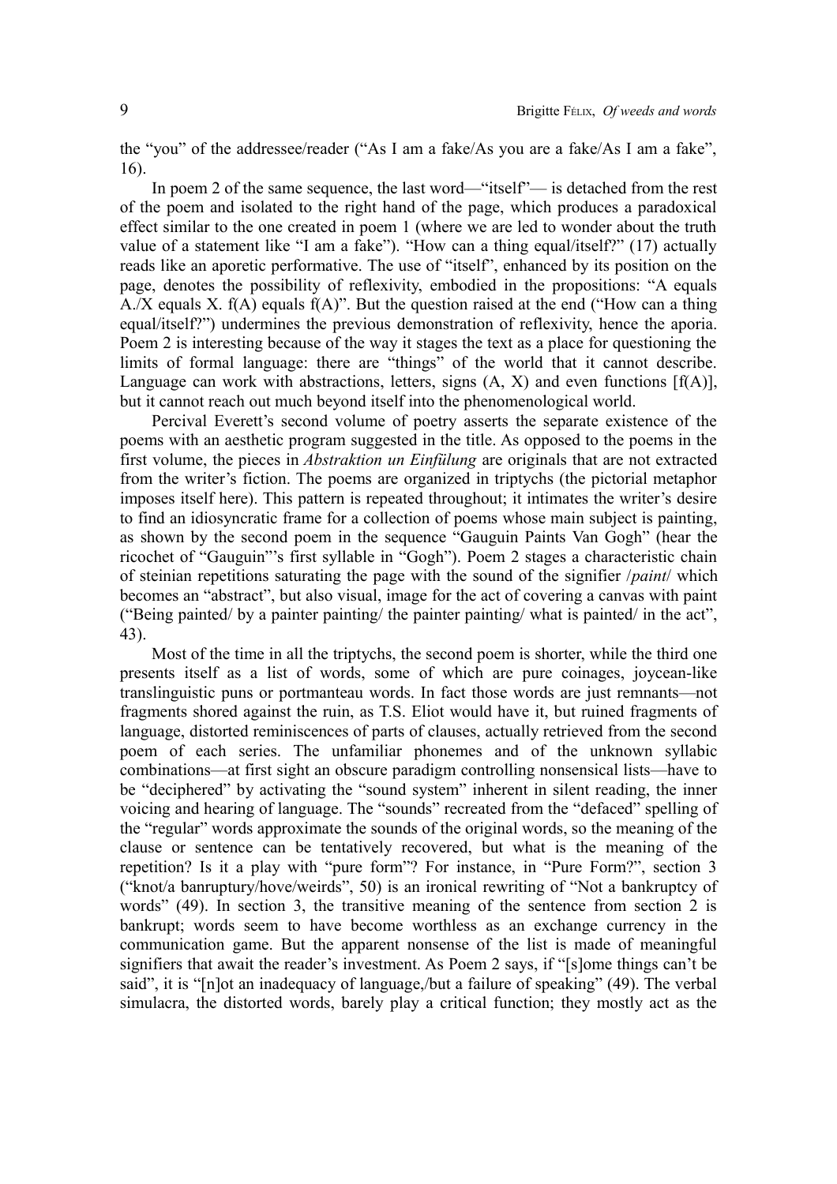the "you" of the addressee/reader ("As I am a fake/As you are a fake/As I am a fake", 16).

In poem 2 of the same sequence, the last word—"itself"— is detached from the rest of the poem and isolated to the right hand of the page, which produces a paradoxical effect similar to the one created in poem 1 (where we are led to wonder about the truth value of a statement like "I am a fake"). "How can a thing equal/itself?" (17) actually reads like an aporetic performative. The use of "itself", enhanced by its position on the page, denotes the possibility of reflexivity, embodied in the propositions: "A equals A./X equals X. f(A) equals f(A)". But the question raised at the end ("How can a thing equal/itself?") undermines the previous demonstration of reflexivity, hence the aporia. Poem 2 is interesting because of the way it stages the text as a place for questioning the limits of formal language: there are "things" of the world that it cannot describe. Language can work with abstractions, letters, signs (A, X) and even functions [f(A)], but it cannot reach out much beyond itself into the phenomenological world.

Percival Everett's second volume of poetry asserts the separate existence of the poems with an aesthetic program suggested in the title. As opposed to the poems in the first volume, the pieces in *Abstraktion un Einfülung* are originals that are not extracted from the writer's fiction. The poems are organized in triptychs (the pictorial metaphor imposes itself here). This pattern is repeated throughout; it intimates the writer's desire to find an idiosyncratic frame for a collection of poems whose main subject is painting, as shown by the second poem in the sequence "Gauguin Paints Van Gogh" (hear the ricochet of "Gauguin"'s first syllable in "Gogh"). Poem 2 stages a characteristic chain of steinian repetitions saturating the page with the sound of the signifier /*paint*/ which becomes an "abstract", but also visual, image for the act of covering a canvas with paint ("Being painted/ by a painter painting/ the painter painting/ what is painted/ in the act", 43).

Most of the time in all the triptychs, the second poem is shorter, while the third one presents itself as a list of words, some of which are pure coinages, joycean-like translinguistic puns or portmanteau words. In fact those words are just remnants—not fragments shored against the ruin, as T.S. Eliot would have it, but ruined fragments of language, distorted reminiscences of parts of clauses, actually retrieved from the second poem of each series. The unfamiliar phonemes and of the unknown syllabic combinations—at first sight an obscure paradigm controlling nonsensical lists—have to be "deciphered" by activating the "sound system" inherent in silent reading, the inner voicing and hearing of language. The "sounds" recreated from the "defaced" spelling of the "regular" words approximate the sounds of the original words, so the meaning of the clause or sentence can be tentatively recovered, but what is the meaning of the repetition? Is it a play with "pure form"? For instance, in "Pure Form?", section 3 ("knot/a banruptury/hove/weirds", 50) is an ironical rewriting of "Not a bankruptcy of words" (49). In section 3, the transitive meaning of the sentence from section 2 is bankrupt; words seem to have become worthless as an exchange currency in the communication game. But the apparent nonsense of the list is made of meaningful signifiers that await the reader's investment. As Poem 2 says, if "[s]ome things can't be said", it is "[n]ot an inadequacy of language,/but a failure of speaking" (49). The verbal simulacra, the distorted words, barely play a critical function; they mostly act as the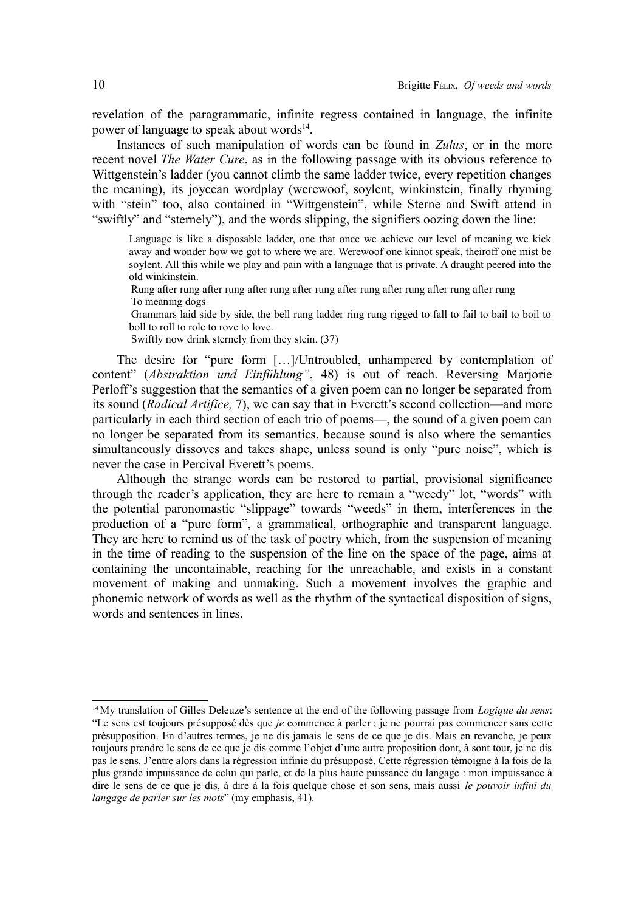revelation of the paragrammatic, infinite regress contained in language, the infinite power of language to speak about words[14].

Instances of such manipulation of words can be found in *Zulus*, or in the more recent novel *The Water Cure*, as in the following passage with its obvious reference to Wittgenstein's ladder (you cannot climb the same ladder twice, every repetition changes the meaning), its joycean wordplay (werewoof, soylent, winkinstein, finally rhyming with "stein" too, also contained in "Wittgenstein", while Sterne and Swift attend in "swiftly" and "sternely"), and the words slipping, the signifiers oozing down the line:

> Language is like a disposable ladder, one that once we achieve our level of meaning we kick away and wonder how we got to where we are. Werewoof one kinnot speak, theiroff one mist be soylent. All this while we play and pain with a language that is private. A draught peered into the old winkinstein.
>
> Rung after rung after rung after rung after rung after rung after rung after rung after rung
>
> To meaning dogs
>
> Grammars laid side by side, the bell rung ladder ring rung rigged to fall to fail to bail to boil to boll to roll to role to rove to love.
>
> Swiftly now drink sternely from they stein. (37)

The desire for "pure form […]/Untroubled, unhampered by contemplation of content" (*Abstraktion und Einfühlung"*, 48) is out of reach. Reversing Marjorie Perloff's suggestion that the semantics of a given poem can no longer be separated from its sound (*Radical Artifice,* 7), we can say that in Everett's second collection—and more particularly in each third section of each trio of poems—, the sound of a given poem can no longer be separated from its semantics, because sound is also where the semantics simultaneously dissoves and takes shape, unless sound is only "pure noise", which is never the case in Percival Everett's poems.

Although the strange words can be restored to partial, provisional significance through the reader's application, they are here to remain a "weedy" lot, "words" with the potential paronomastic "slippage" towards "weeds" in them, interferences in the production of a "pure form", a grammatical, orthographic and transparent language. They are here to remind us of the task of poetry which, from the suspension of meaning in the time of reading to the suspension of the line on the space of the page, aims at containing the uncontainable, reaching for the unreachable, and exists in a constant movement of making and unmaking. Such a movement involves the graphic and phonemic network of words as well as the rhythm of the syntactical disposition of signs, words and sentences in lines.

---

[14] My translation of Gilles Deleuze's sentence at the end of the following passage from *Logique du sens*: "Le sens est toujours présupposé dès que *je* commence à parler ; je ne pourrai pas commencer sans cette présupposition. En d'autres termes, je ne dis jamais le sens de ce que je dis. Mais en revanche, je peux toujours prendre le sens de ce que je dis comme l'objet d'une autre proposition dont, à sont tour, je ne dis pas le sens. J'entre alors dans la régression infinie du présupposé. Cette régression témoigne à la fois de la plus grande impuissance de celui qui parle, et de la plus haute puissance du langage : mon impuissance à dire le sens de ce que je dis, à dire à la fois quelque chose et son sens, mais aussi *le pouvoir infini du langage de parler sur les mots*" (my emphasis, 41).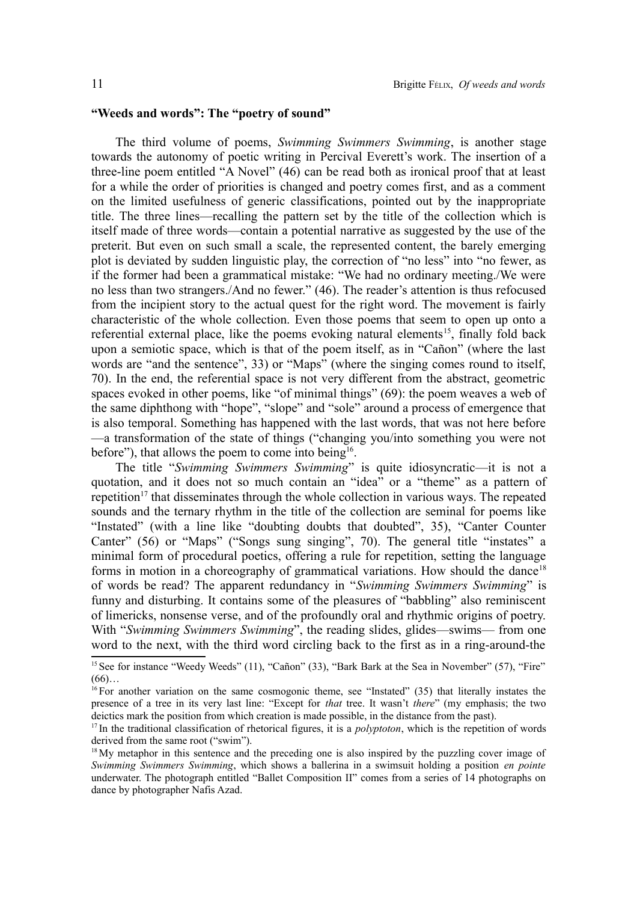## "Weeds and words": The "poetry of sound"

The third volume of poems, *Swimming Swimmers Swimming*, is another stage towards the autonomy of poetic writing in Percival Everett's work. The insertion of a three-line poem entitled "A Novel" (46) can be read both as ironical proof that at least for a while the order of priorities is changed and poetry comes first, and as a comment on the limited usefulness of generic classifications, pointed out by the inappropriate title. The three lines—recalling the pattern set by the title of the collection which is itself made of three words—contain a potential narrative as suggested by the use of the preterit. But even on such small a scale, the represented content, the barely emerging plot is deviated by sudden linguistic play, the correction of "no less" into "no fewer, as if the former had been a grammatical mistake: "We had no ordinary meeting./We were no less than two strangers./And no fewer." (46). The reader's attention is thus refocused from the incipient story to the actual quest for the right word. The movement is fairly characteristic of the whole collection. Even those poems that seem to open up onto a referential external place, like the poems evoking natural elements[15], finally fold back upon a semiotic space, which is that of the poem itself, as in "Cañon" (where the last words are "and the sentence", 33) or "Maps" (where the singing comes round to itself, 70). In the end, the referential space is not very different from the abstract, geometric spaces evoked in other poems, like "of minimal things" (69): the poem weaves a web of the same diphthong with "hope", "slope" and "sole" around a process of emergence that is also temporal. Something has happened with the last words, that was not here before—a transformation of the state of things ("changing you/into something you were not before"), that allows the poem to come into being[16].

The title "*Swimming Swimmers Swimming*" is quite idiosyncratic—it is not a quotation, and it does not so much contain an "idea" or a "theme" as a pattern of repetition[17] that disseminates through the whole collection in various ways. The repeated sounds and the ternary rhythm in the title of the collection are seminal for poems like "Instated" (with a line like "doubting doubts that doubted", 35), "Canter Counter Canter" (56) or "Maps" ("Songs sung singing", 70). The general title "instates" a minimal form of procedural poetics, offering a rule for repetition, setting the language forms in motion in a choreography of grammatical variations. How should the dance[18] of words be read? The apparent redundancy in "*Swimming Swimmers Swimming*" is funny and disturbing. It contains some of the pleasures of "babbling" also reminiscent of limericks, nonsense verse, and of the profoundly oral and rhythmic origins of poetry. With "*Swimming Swimmers Swimming*", the reading slides, glides—swims— from one word to the next, with the third word circling back to the first as in a ring-around-the

---

[15] See for instance "Weedy Weeds" (11), "Cañon" (33), "Bark Bark at the Sea in November" (57), "Fire" (66)…

[16] For another variation on the same cosmogonic theme, see "Instated" (35) that literally instates the presence of a tree in its very last line: "Except for *that* tree. It wasn't *there*" (my emphasis; the two deictics mark the position from which creation is made possible, in the distance from the past).

[17] In the traditional classification of rhetorical figures, it is a *polyptoton*, which is the repetition of words derived from the same root ("swim").

[18] My metaphor in this sentence and the preceding one is also inspired by the puzzling cover image of *Swimming Swimmers Swimming*, which shows a ballerina in a swimsuit holding a position *en pointe* underwater. The photograph entitled "Ballet Composition II" comes from a series of 14 photographs on dance by photographer Nafis Azad.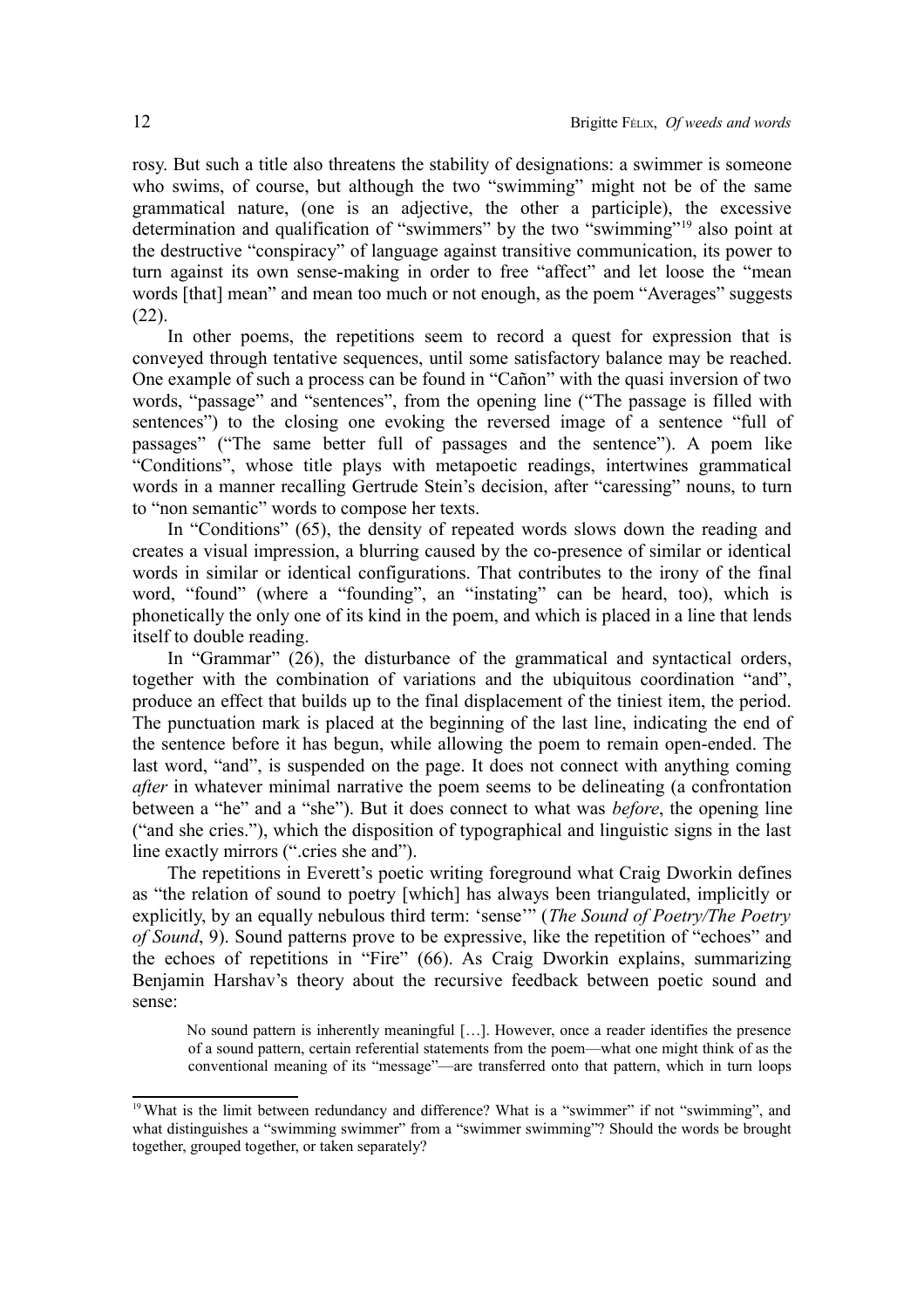rosy. But such a title also threatens the stability of designations: a swimmer is someone who swims, of course, but although the two "swimming" might not be of the same grammatical nature, (one is an adjective, the other a participle), the excessive determination and qualification of "swimmers" by the two "swimming"[19] also point at the destructive "conspiracy" of language against transitive communication, its power to turn against its own sense-making in order to free "affect" and let loose the "mean words [that] mean" and mean too much or not enough, as the poem "Averages" suggests (22).

In other poems, the repetitions seem to record a quest for expression that is conveyed through tentative sequences, until some satisfactory balance may be reached. One example of such a process can be found in "Cañon" with the quasi inversion of two words, "passage" and "sentences", from the opening line ("The passage is filled with sentences") to the closing one evoking the reversed image of a sentence "full of passages" ("The same better full of passages and the sentence"). A poem like "Conditions", whose title plays with metapoetic readings, intertwines grammatical words in a manner recalling Gertrude Stein's decision, after "caressing" nouns, to turn to "non semantic" words to compose her texts.

In "Conditions" (65), the density of repeated words slows down the reading and creates a visual impression, a blurring caused by the co-presence of similar or identical words in similar or identical configurations. That contributes to the irony of the final word, "found" (where a "founding", an "instating" can be heard, too), which is phonetically the only one of its kind in the poem, and which is placed in a line that lends itself to double reading.

In "Grammar" (26), the disturbance of the grammatical and syntactical orders, together with the combination of variations and the ubiquitous coordination "and", produce an effect that builds up to the final displacement of the tiniest item, the period. The punctuation mark is placed at the beginning of the last line, indicating the end of the sentence before it has begun, while allowing the poem to remain open-ended. The last word, "and", is suspended on the page. It does not connect with anything coming *after* in whatever minimal narrative the poem seems to be delineating (a confrontation between a "he" and a "she"). But it does connect to what was *before*, the opening line ("and she cries."), which the disposition of typographical and linguistic signs in the last line exactly mirrors (".cries she and").

The repetitions in Everett's poetic writing foreground what Craig Dworkin defines as "the relation of sound to poetry [which] has always been triangulated, implicitly or explicitly, by an equally nebulous third term: 'sense'" (*The Sound of Poetry/The Poetry of Sound*, 9). Sound patterns prove to be expressive, like the repetition of "echoes" and the echoes of repetitions in "Fire" (66). As Craig Dworkin explains, summarizing Benjamin Harshav's theory about the recursive feedback between poetic sound and sense:

> No sound pattern is inherently meaningful […]. However, once a reader identifies the presence of a sound pattern, certain referential statements from the poem—what one might think of as the conventional meaning of its "message"—are transferred onto that pattern, which in turn loops

---

[19] What is the limit between redundancy and difference? What is a "swimmer" if not "swimming", and what distinguishes a "swimming swimmer" from a "swimmer swimming"? Should the words be brought together, grouped together, or taken separately?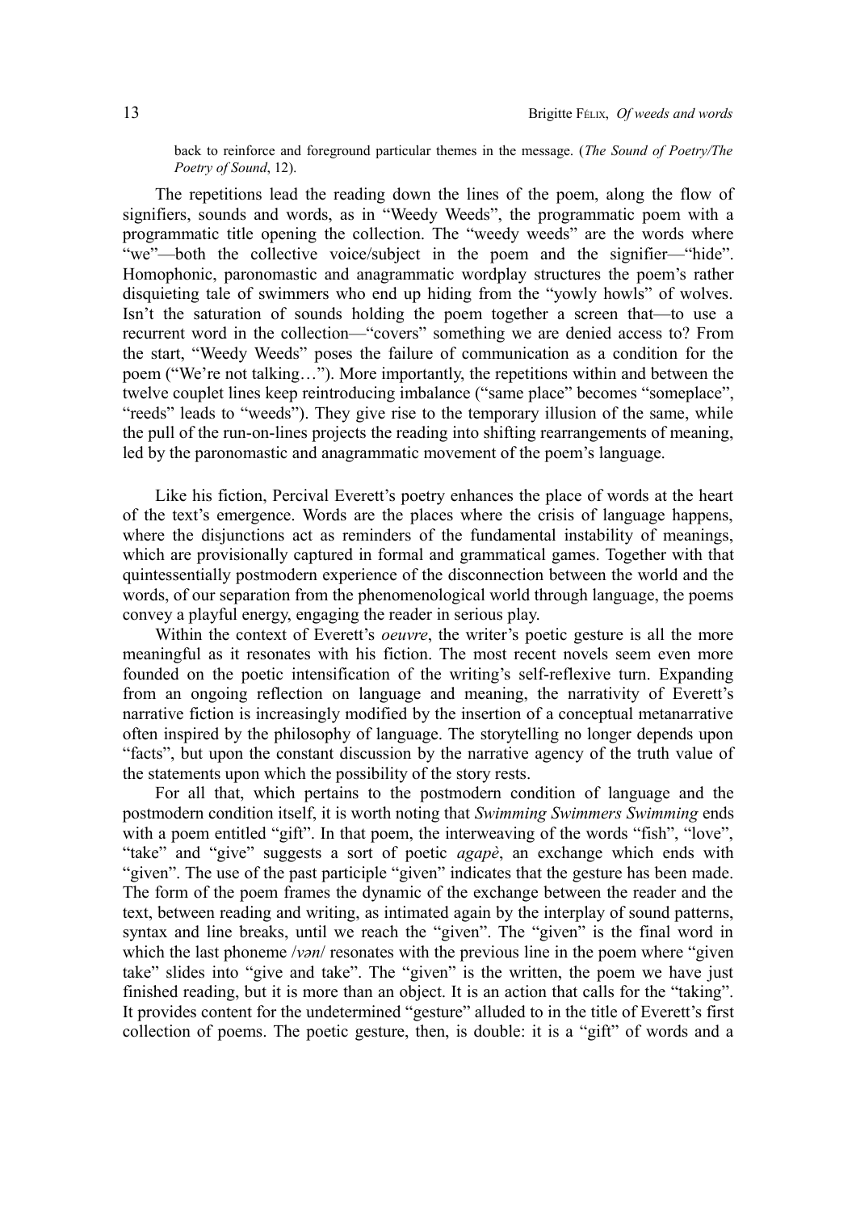back to reinforce and foreground particular themes in the message. (*The Sound of Poetry/The Poetry of Sound*, 12).

The repetitions lead the reading down the lines of the poem, along the flow of signifiers, sounds and words, as in "Weedy Weeds", the programmatic poem with a programmatic title opening the collection. The "weedy weeds" are the words where "we"—both the collective voice/subject in the poem and the signifier—"hide". Homophonic, paronomastic and anagrammatic wordplay structures the poem's rather disquieting tale of swimmers who end up hiding from the "yowly howls" of wolves. Isn't the saturation of sounds holding the poem together a screen that—to use a recurrent word in the collection—"covers" something we are denied access to? From the start, "Weedy Weeds" poses the failure of communication as a condition for the poem ("We're not talking…"). More importantly, the repetitions within and between the twelve couplet lines keep reintroducing imbalance ("same place" becomes "someplace", "reeds" leads to "weeds"). They give rise to the temporary illusion of the same, while the pull of the run-on-lines projects the reading into shifting rearrangements of meaning, led by the paronomastic and anagrammatic movement of the poem's language.

Like his fiction, Percival Everett's poetry enhances the place of words at the heart of the text's emergence. Words are the places where the crisis of language happens, where the disjunctions act as reminders of the fundamental instability of meanings, which are provisionally captured in formal and grammatical games. Together with that quintessentially postmodern experience of the disconnection between the world and the words, of our separation from the phenomenological world through language, the poems convey a playful energy, engaging the reader in serious play.

Within the context of Everett's *oeuvre*, the writer's poetic gesture is all the more meaningful as it resonates with his fiction. The most recent novels seem even more founded on the poetic intensification of the writing's self-reflexive turn. Expanding from an ongoing reflection on language and meaning, the narrativity of Everett's narrative fiction is increasingly modified by the insertion of a conceptual metanarrative often inspired by the philosophy of language. The storytelling no longer depends upon "facts", but upon the constant discussion by the narrative agency of the truth value of the statements upon which the possibility of the story rests.

For all that, which pertains to the postmodern condition of language and the postmodern condition itself, it is worth noting that *Swimming Swimmers Swimming* ends with a poem entitled "gift". In that poem, the interweaving of the words "fish", "love", "take" and "give" suggests a sort of poetic *agapè*, an exchange which ends with "given". The use of the past participle "given" indicates that the gesture has been made. The form of the poem frames the dynamic of the exchange between the reader and the text, between reading and writing, as intimated again by the interplay of sound patterns, syntax and line breaks, until we reach the "given". The "given" is the final word in which the last phoneme /*vən*/ resonates with the previous line in the poem where "given take" slides into "give and take". The "given" is the written, the poem we have just finished reading, but it is more than an object. It is an action that calls for the "taking". It provides content for the undetermined "gesture" alluded to in the title of Everett's first collection of poems. The poetic gesture, then, is double: it is a "gift" of words and a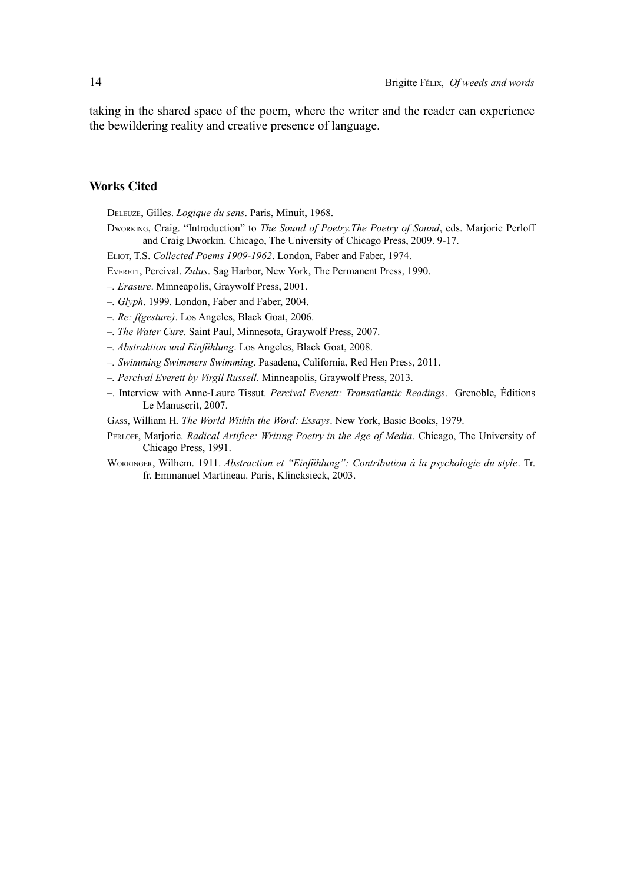taking in the shared space of the poem, where the writer and the reader can experience the bewildering reality and creative presence of language.

## Works Cited

DELEUZE, Gilles. *Logique du sens*. Paris, Minuit, 1968.

DWORKING, Craig. "Introduction" to *The Sound of Poetry.The Poetry of Sound*, eds. Marjorie Perloff and Craig Dworkin. Chicago, The University of Chicago Press, 2009. 9-17.

ELIOT, T.S. *Collected Poems 1909-1962*. London, Faber and Faber, 1974.

EVERETT, Percival. *Zulus*. Sag Harbor, New York, The Permanent Press, 1990.

–. *Erasure*. Minneapolis, Graywolf Press, 2001.

–. *Glyph*. 1999. London, Faber and Faber, 2004.

–. *Re: f(gesture)*. Los Angeles, Black Goat, 2006.

–. *The Water Cure*. Saint Paul, Minnesota, Graywolf Press, 2007.

–. *Abstraktion und Einfühlung*. Los Angeles, Black Goat, 2008.

–. *Swimming Swimmers Swimming*. Pasadena, California, Red Hen Press, 2011.

–. *Percival Everett by Virgil Russell*. Minneapolis, Graywolf Press, 2013.

–. Interview with Anne-Laure Tissut. *Percival Everett: Transatlantic Readings*. Grenoble, Éditions Le Manuscrit, 2007.

GASS, William H. *The World Within the Word: Essays*. New York, Basic Books, 1979.

PERLOFF, Marjorie. *Radical Artifice: Writing Poetry in the Age of Media*. Chicago, The University of Chicago Press, 1991.

WORRINGER, Wilhem. 1911. *Abstraction et "Einfühlung": Contribution à la psychologie du style*. Tr. fr. Emmanuel Martineau. Paris, Klincksieck, 2003.